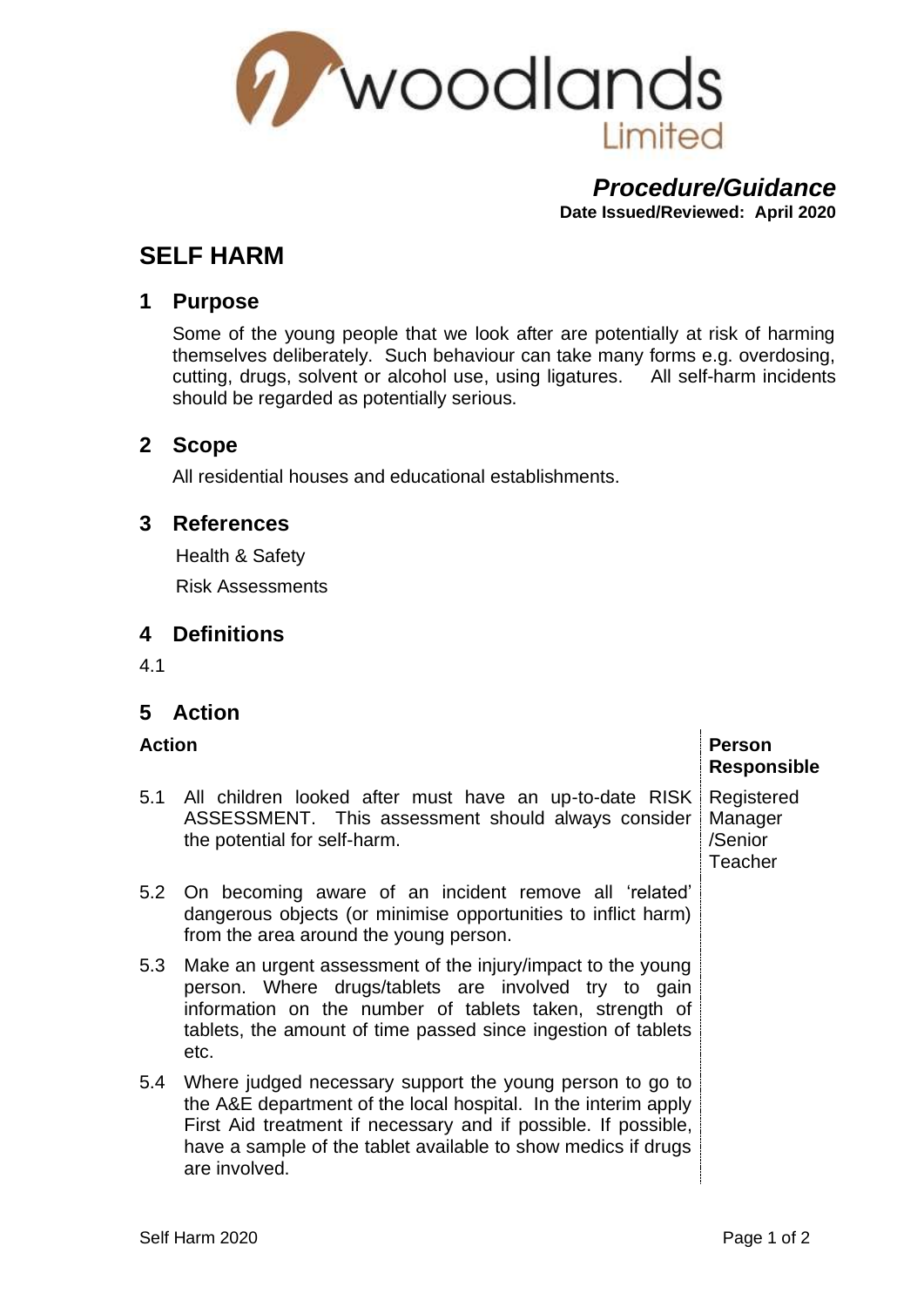woodlands Limited

***Procedure/Guidance***
**Date Issued/Reviewed: April 2020**

# SELF HARM

## 1 Purpose

Some of the young people that we look after are potentially at risk of harming themselves deliberately. Such behaviour can take many forms e.g. overdosing, cutting, drugs, solvent or alcohol use, using ligatures. All self-harm incidents should be regarded as potentially serious.

## 2 Scope

All residential houses and educational establishments.

## 3 References

Health & Safety

Risk Assessments

## 4 Definitions

4.1

## 5 Action

| Action | Person Responsible |
|---|---|
| 5.1 All children looked after must have an up-to-date RISK ASSESSMENT. This assessment should always consider the potential for self-harm. | Registered Manager /Senior Teacher |
| 5.2 On becoming aware of an incident remove all 'related' dangerous objects (or minimise opportunities to inflict harm) from the area around the young person. | |
| 5.3 Make an urgent assessment of the injury/impact to the young person. Where drugs/tablets are involved try to gain information on the number of tablets taken, strength of tablets, the amount of time passed since ingestion of tablets etc. | |
| 5.4 Where judged necessary support the young person to go to the A&E department of the local hospital. In the interim apply First Aid treatment if necessary and if possible. If possible, have a sample of the tablet available to show medics if drugs are involved. | |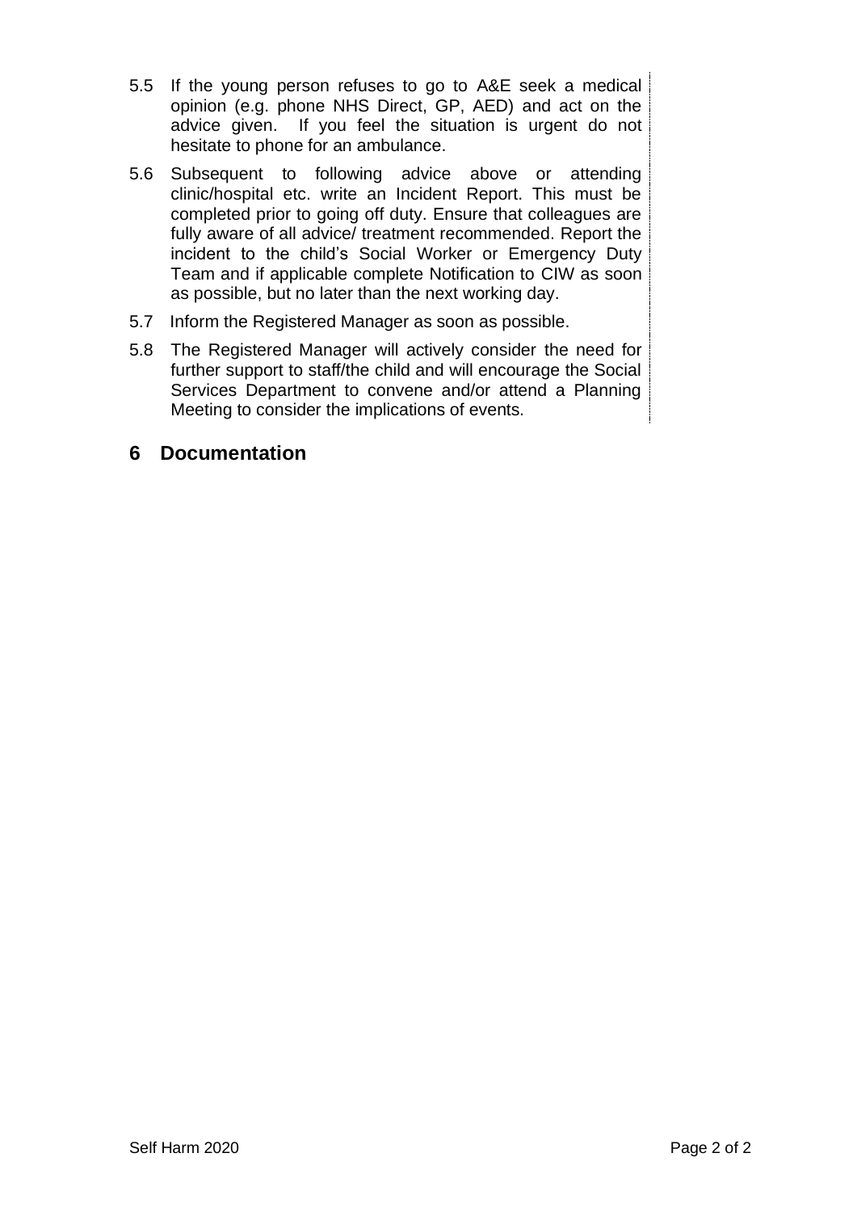5.5 If the young person refuses to go to A&E seek a medical opinion (e.g. phone NHS Direct, GP, AED) and act on the advice given. If you feel the situation is urgent do not hesitate to phone for an ambulance.

5.6 Subsequent to following advice above or attending clinic/hospital etc. write an Incident Report. This must be completed prior to going off duty. Ensure that colleagues are fully aware of all advice/ treatment recommended. Report the incident to the child's Social Worker or Emergency Duty Team and if applicable complete Notification to CIW as soon as possible, but no later than the next working day.

5.7 Inform the Registered Manager as soon as possible.

5.8 The Registered Manager will actively consider the need for further support to staff/the child and will encourage the Social Services Department to convene and/or attend a Planning Meeting to consider the implications of events.

## 6 Documentation